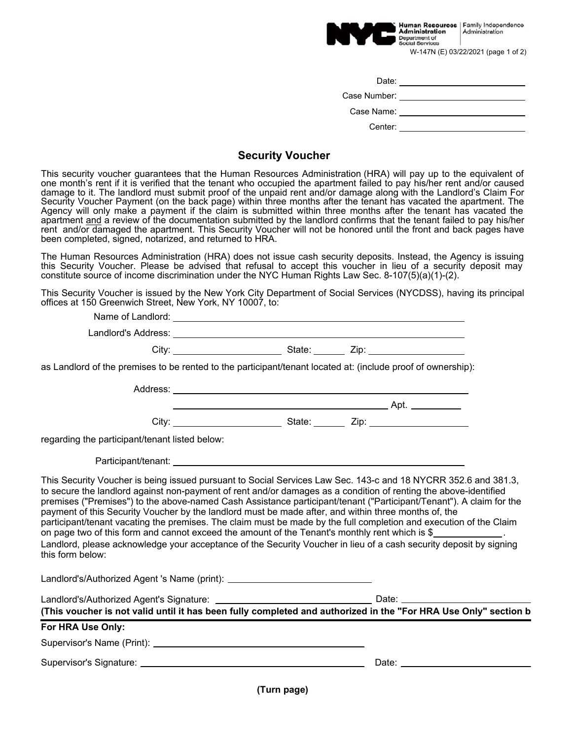NYC Human Resources Administration Department of Social Services | Family Independence Administration

W-147N (E) 03/22/2021 (page 1 of 2)

Date: ______________________

Case Number: ______________________

Case Name: ______________________

Center: ______________________

## Security Voucher

This security voucher guarantees that the Human Resources Administration (HRA) will pay up to the equivalent of one month's rent if it is verified that the tenant who occupied the apartment failed to pay his/her rent and/or caused damage to it. The landlord must submit proof of the unpaid rent and/or damage along with the Landlord's Claim For Security Voucher Payment (on the back page) within three months after the tenant has vacated the apartment. The Agency will only make a payment if the claim is submitted within three months after the tenant has vacated the apartment and a review of the documentation submitted by the landlord confirms that the tenant failed to pay his/her rent and/or damaged the apartment. This Security Voucher will not be honored until the front and back pages have been completed, signed, notarized, and returned to HRA.

The Human Resources Administration (HRA) does not issue cash security deposits. Instead, the Agency is issuing this Security Voucher. Please be advised that refusal to accept this voucher in lieu of a security deposit may constitute source of income discrimination under the NYC Human Rights Law Sec. 8-107(5)(a)(1)-(2).

This Security Voucher is issued by the New York City Department of Social Services (NYCDSS), having its principal offices at 150 Greenwich Street, New York, NY 10007, to:

Name of Landlord: ______________________

Landlord's Address: ______________________

City: ______________ State: ______ Zip: ______________

as Landlord of the premises to be rented to the participant/tenant located at: (include proof of ownership):

Address: ______________________

______________________ Apt. __________

City: ______________ State: ______ Zip: ______________

regarding the participant/tenant listed below:

Participant/tenant: ______________________

This Security Voucher is being issued pursuant to Social Services Law Sec. 143-c and 18 NYCRR 352.6 and 381.3, to secure the landlord against non-payment of rent and/or damages as a condition of renting the above-identified premises ("Premises") to the above-named Cash Assistance participant/tenant ("Participant/Tenant"). A claim for the payment of this Security Voucher by the landlord must be made after, and within three months of, the participant/tenant vacating the premises. The claim must be made by the full completion and execution of the Claim on page two of this form and cannot exceed the amount of the Tenant's monthly rent which is $__________.

Landlord, please acknowledge your acceptance of the Security Voucher in lieu of a cash security deposit by signing this form below:

Landlord's/Authorized Agent 's Name (print): ______________________

Landlord's/Authorized Agent's Signature: ______________________ Date: ______________

**(This voucher is not valid until it has been fully completed and authorized in the "For HRA Use Only" section b**

**For HRA Use Only:**

Supervisor's Name (Print): ______________________

Supervisor's Signature: ______________________ Date: ______________

**(Turn page)**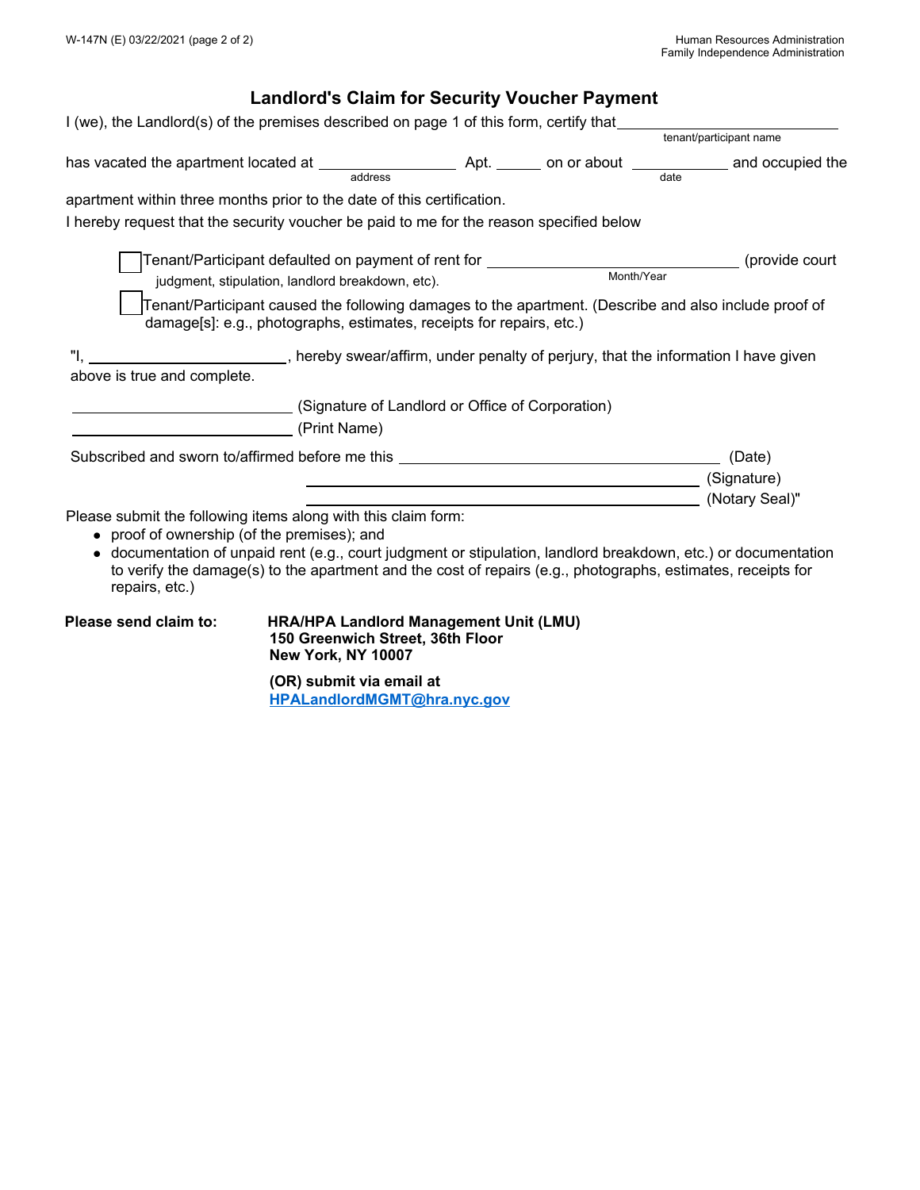# Landlord's Claim for Security Voucher Payment

I (we), the Landlord(s) of the premises described on page 1 of this form, certify that \_\_\_\_\_\_\_\_\_\_\_\_\_\_\_\_\_\_\_\_ (tenant/participant name)

has vacated the apartment located at \_\_\_\_\_\_\_\_\_\_\_\_ (address) Apt. \_\_\_\_\_ on or about \_\_\_\_\_\_\_\_\_\_ (date) and occupied the apartment within three months prior to the date of this certification.

I hereby request that the security voucher be paid to me for the reason specified below

- ☐ Tenant/Participant defaulted on payment of rent for \_\_\_\_\_\_\_\_\_\_\_\_\_\_\_\_\_\_\_\_ (Month/Year) (provide court judgment, stipulation, landlord breakdown, etc).
- ☐ Tenant/Participant caused the following damages to the apartment. (Describe and also include proof of damage[s]: e.g., photographs, estimates, receipts for repairs, etc.)

"I, \_\_\_\_\_\_\_\_\_\_\_\_\_\_\_\_\_\_\_\_, hereby swear/affirm, under penalty of perjury, that the information I have given above is true and complete.

\_\_\_\_\_\_\_\_\_\_\_\_\_\_\_\_\_\_\_\_ (Signature of Landlord or Office of Corporation)

\_\_\_\_\_\_\_\_\_\_\_\_\_\_\_\_\_\_\_\_ (Print Name)

Subscribed and sworn to/affirmed before me this \_\_\_\_\_\_\_\_\_\_\_\_\_\_\_\_\_\_\_\_ (Date)

\_\_\_\_\_\_\_\_\_\_\_\_\_\_\_\_\_\_\_\_ (Signature)

\_\_\_\_\_\_\_\_\_\_\_\_\_\_\_\_\_\_\_\_ (Notary Seal)"

Please submit the following items along with this claim form:

- proof of ownership (of the premises); and
- documentation of unpaid rent (e.g., court judgment or stipulation, landlord breakdown, etc.) or documentation to verify the damage(s) to the apartment and the cost of repairs (e.g., photographs, estimates, receipts for repairs, etc.)

**Please send claim to:**

**HRA/HPA Landlord Management Unit (LMU)**
**150 Greenwich Street, 36th Floor**
**New York, NY 10007**

**(OR) submit via email at**
**HPALandlordMGMT@hra.nyc.gov**